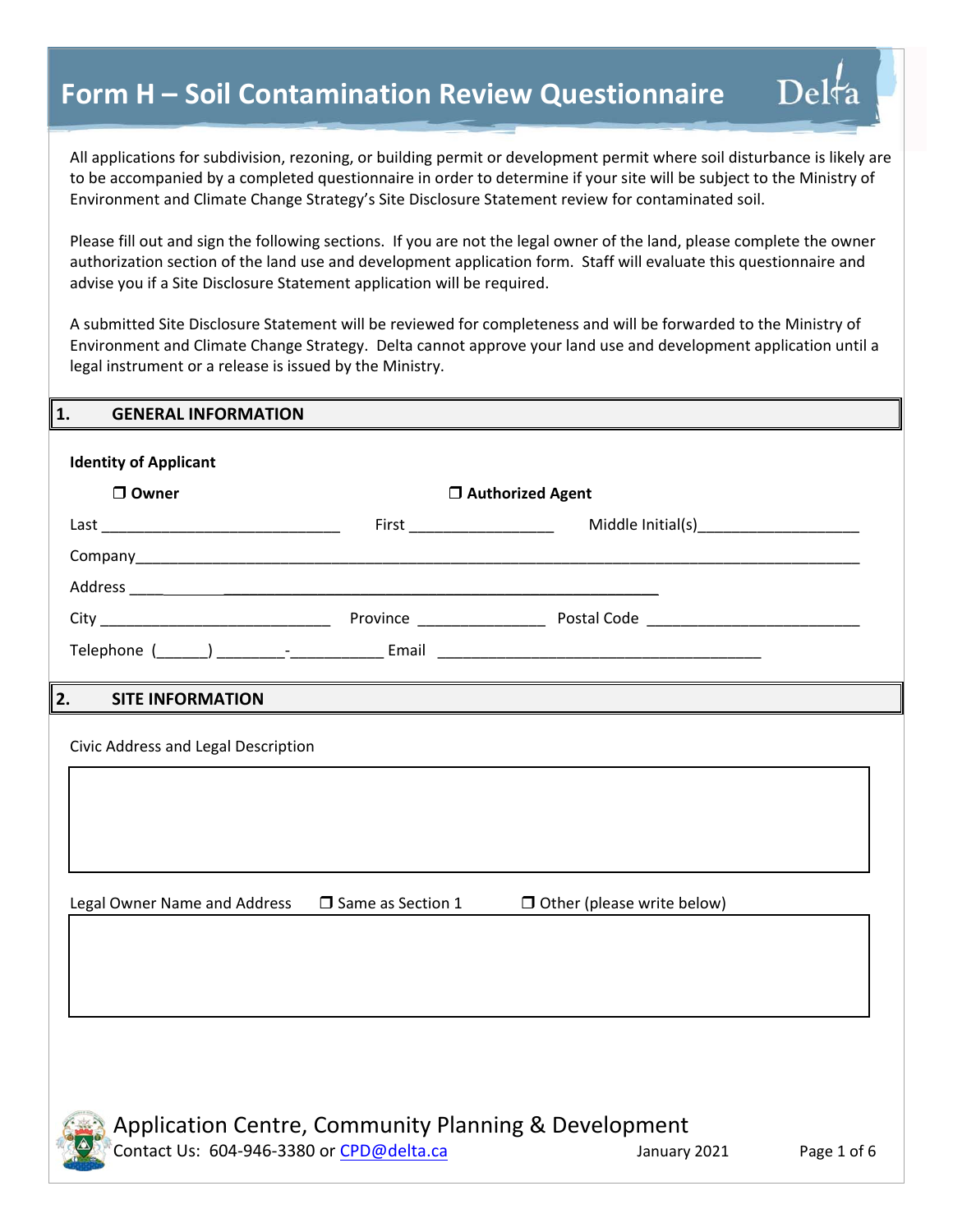# Form H – Soil Contamination Review Questionnaire

All applications for subdivision, rezoning, or building permit or development permit where soil disturbance is likely are to be accompanied by a completed questionnaire in order to determine if your site will be subject to the Ministry of Environment and Climate Change Strategy's Site Disclosure Statement review for contaminated soil.

Please fill out and sign the following sections. If you are not the legal owner of the land, please complete the owner authorization section of the land use and development application form. Staff will evaluate this questionnaire and advise you if a Site Disclosure Statement application will be required.

A submitted Site Disclosure Statement will be reviewed for completeness and will be forwarded to the Ministry of Environment and Climate Change Strategy. Delta cannot approve your land use and development application until a legal instrument or a release is issued by the Ministry.

## 1. GENERAL INFORMATION

**Identity of Applicant**

❒ **Owner** ❒ **Authorized Agent**

Last ____________________________ First _________________ Middle Initial(s)___________________

Company_____________________________________________________________________________________

Address ______________________________________________________________

City ___________________________ Province _______________ Postal Code _________________________

Telephone (______) ________-___________ Email ______________________________________

## 2. SITE INFORMATION

Civic Address and Legal Description

| |
|---|
| |

Legal Owner Name and Address ❒ Same as Section 1 ❒ Other (please write below)

| |
|---|
| |

Application Centre, Community Planning & Development
Contact Us: 604-946-3380 or CPD@delta.ca January 2021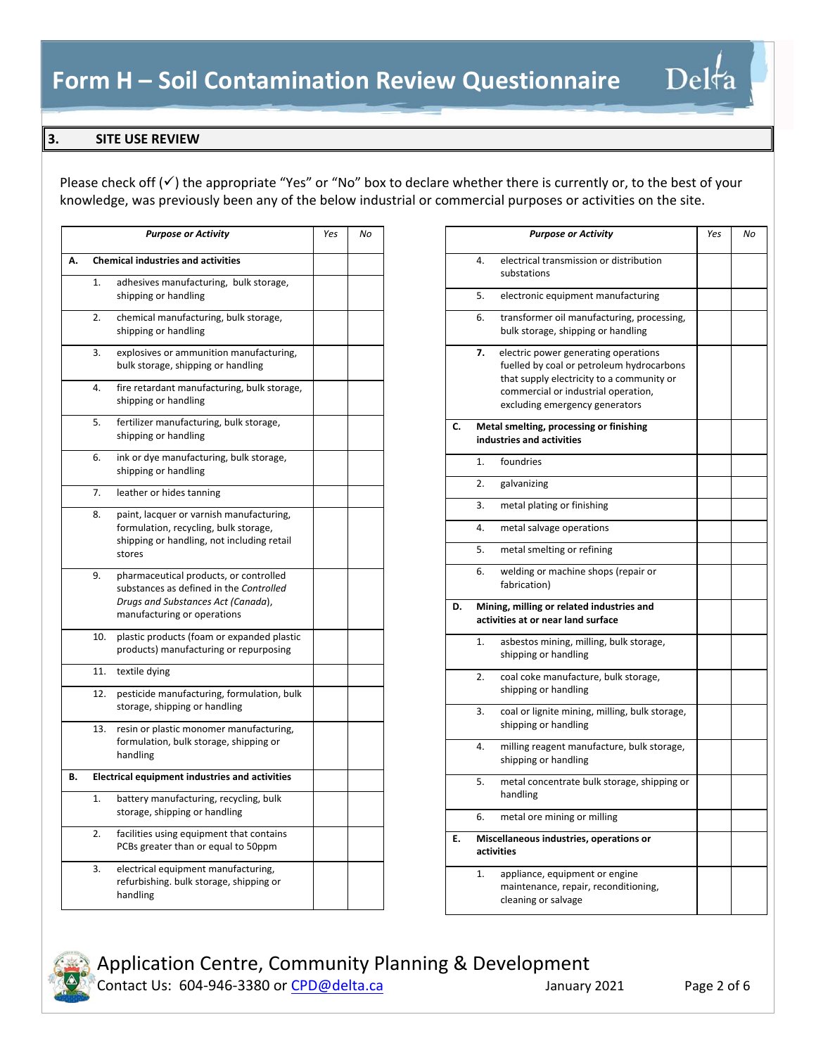# Form H – Soil Contamination Review Questionnaire

## 3. SITE USE REVIEW

Please check off (✓) the appropriate "Yes" or "No" box to declare whether there is currently or, to the best of your knowledge, was previously been any of the below industrial or commercial purposes or activities on the site.

| | *Purpose or Activity* | *Yes* | *No* |
|---|---|---|---|
| **A.** | **Chemical industries and activities** | | |
| 1. | adhesives manufacturing, bulk storage, shipping or handling | | |
| 2. | chemical manufacturing, bulk storage, shipping or handling | | |
| 3. | explosives or ammunition manufacturing, bulk storage, shipping or handling | | |
| 4. | fire retardant manufacturing, bulk storage, shipping or handling | | |
| 5. | fertilizer manufacturing, bulk storage, shipping or handling | | |
| 6. | ink or dye manufacturing, bulk storage, shipping or handling | | |
| 7. | leather or hides tanning | | |
| 8. | paint, lacquer or varnish manufacturing, formulation, recycling, bulk storage, shipping or handling, not including retail stores | | |
| 9. | pharmaceutical products, or controlled substances as defined in the *Controlled Drugs and Substances Act (Canada*), manufacturing or operations | | |
| 10. | plastic products (foam or expanded plastic products) manufacturing or repurposing | | |
| 11. | textile dying | | |
| 12. | pesticide manufacturing, formulation, bulk storage, shipping or handling | | |
| 13. | resin or plastic monomer manufacturing, formulation, bulk storage, shipping or handling | | |
| **B.** | **Electrical equipment industries and activities** | | |
| 1. | battery manufacturing, recycling, bulk storage, shipping or handling | | |
| 2. | facilities using equipment that contains PCBs greater than or equal to 50ppm | | |
| 3. | electrical equipment manufacturing, refurbishing. bulk storage, shipping or handling | | |
| 4. | electrical transmission or distribution substations | | |
| 5. | electronic equipment manufacturing | | |
| 6. | transformer oil manufacturing, processing, bulk storage, shipping or handling | | |
| **7.** | electric power generating operations fuelled by coal or petroleum hydrocarbons that supply electricity to a community or commercial or industrial operation, excluding emergency generators | | |
| **C.** | **Metal smelting, processing or finishing industries and activities** | | |
| 1. | foundries | | |
| 2. | galvanizing | | |
| 3. | metal plating or finishing | | |
| 4. | metal salvage operations | | |
| 5. | metal smelting or refining | | |
| 6. | welding or machine shops (repair or fabrication) | | |
| **D.** | **Mining, milling or related industries and activities at or near land surface** | | |
| 1. | asbestos mining, milling, bulk storage, shipping or handling | | |
| 2. | coal coke manufacture, bulk storage, shipping or handling | | |
| 3. | coal or lignite mining, milling, bulk storage, shipping or handling | | |
| 4. | milling reagent manufacture, bulk storage, shipping or handling | | |
| 5. | metal concentrate bulk storage, shipping or handling | | |
| 6. | metal ore mining or milling | | |
| **E.** | **Miscellaneous industries, operations or activities** | | |
| 1. | appliance, equipment or engine maintenance, repair, reconditioning, cleaning or salvage | | |

Application Centre, Community Planning & Development
Contact Us: 604-946-3380 or CPD@delta.ca January 2021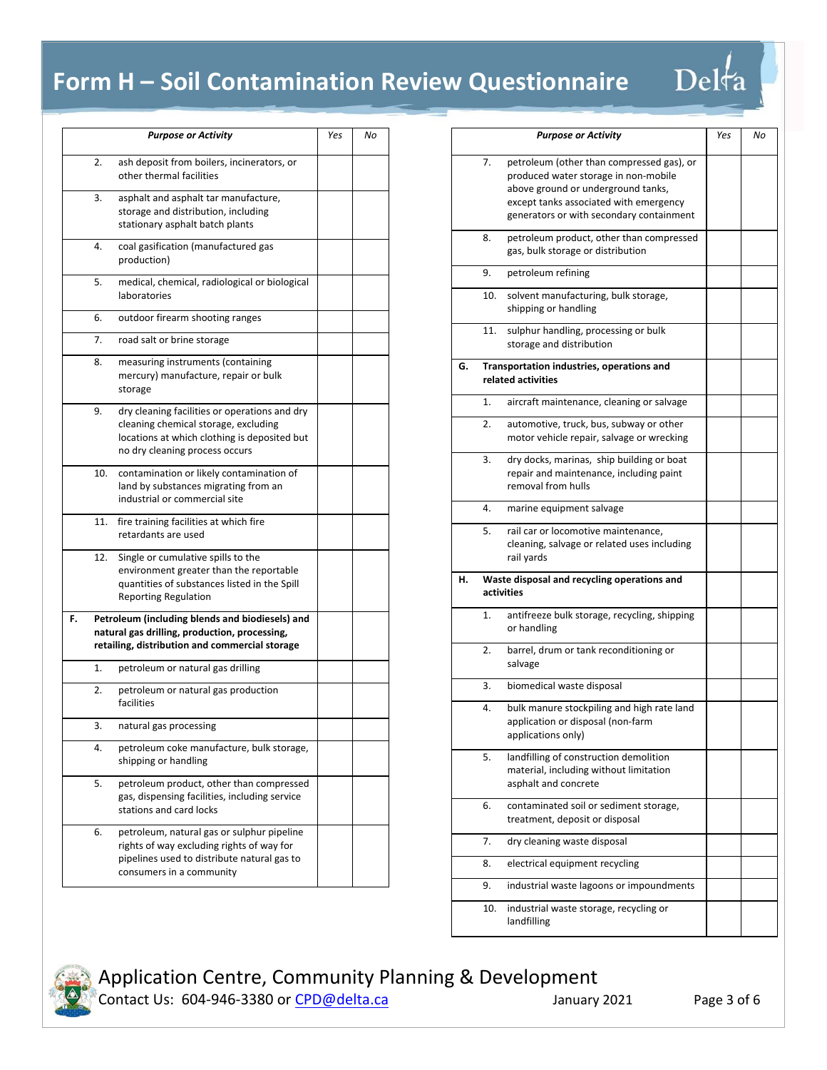# Form H – Soil Contamination Review Questionnaire

| Purpose or Activity | Yes | No |
|---|---|---|
| 2. ash deposit from boilers, incinerators, or other thermal facilities | | |
| 3. asphalt and asphalt tar manufacture, storage and distribution, including stationary asphalt batch plants | | |
| 4. coal gasification (manufactured gas production) | | |
| 5. medical, chemical, radiological or biological laboratories | | |
| 6. outdoor firearm shooting ranges | | |
| 7. road salt or brine storage | | |
| 8. measuring instruments (containing mercury) manufacture, repair or bulk storage | | |
| 9. dry cleaning facilities or operations and dry cleaning chemical storage, excluding locations at which clothing is deposited but no dry cleaning process occurs | | |
| 10. contamination or likely contamination of land by substances migrating from an industrial or commercial site | | |
| 11. fire training facilities at which fire retardants are used | | |
| 12. Single or cumulative spills to the environment greater than the reportable quantities of substances listed in the Spill Reporting Regulation | | |
| **F. Petroleum (including blends and biodiesels) and natural gas drilling, production, processing, retailing, distribution and commercial storage** | | |
| 1. petroleum or natural gas drilling | | |
| 2. petroleum or natural gas production facilities | | |
| 3. natural gas processing | | |
| 4. petroleum coke manufacture, bulk storage, shipping or handling | | |
| 5. petroleum product, other than compressed gas, dispensing facilities, including service stations and card locks | | |
| 6. petroleum, natural gas or sulphur pipeline rights of way excluding rights of way for pipelines used to distribute natural gas to consumers in a community | | |
| 7. petroleum (other than compressed gas), or produced water storage in non-mobile above ground or underground tanks, except tanks associated with emergency generators or with secondary containment | | |
| 8. petroleum product, other than compressed gas, bulk storage or distribution | | |
| 9. petroleum refining | | |
| 10. solvent manufacturing, bulk storage, shipping or handling | | |
| 11. sulphur handling, processing or bulk storage and distribution | | |
| **G. Transportation industries, operations and related activities** | | |
| 1. aircraft maintenance, cleaning or salvage | | |
| 2. automotive, truck, bus, subway or other motor vehicle repair, salvage or wrecking | | |
| 3. dry docks, marinas, ship building or boat repair and maintenance, including paint removal from hulls | | |
| 4. marine equipment salvage | | |
| 5. rail car or locomotive maintenance, cleaning, salvage or related uses including rail yards | | |
| **H. Waste disposal and recycling operations and activities** | | |
| 1. antifreeze bulk storage, recycling, shipping or handling | | |
| 2. barrel, drum or tank reconditioning or salvage | | |
| 3. biomedical waste disposal | | |
| 4. bulk manure stockpiling and high rate land application or disposal (non-farm applications only) | | |
| 5. landfilling of construction demolition material, including without limitation asphalt and concrete | | |
| 6. contaminated soil or sediment storage, treatment, deposit or disposal | | |
| 7. dry cleaning waste disposal | | |
| 8. electrical equipment recycling | | |
| 9. industrial waste lagoons or impoundments | | |
| 10. industrial waste storage, recycling or landfilling | | |

Application Centre, Community Planning & Development
Contact Us: 604-946-3380 or CPD@delta.ca January 2021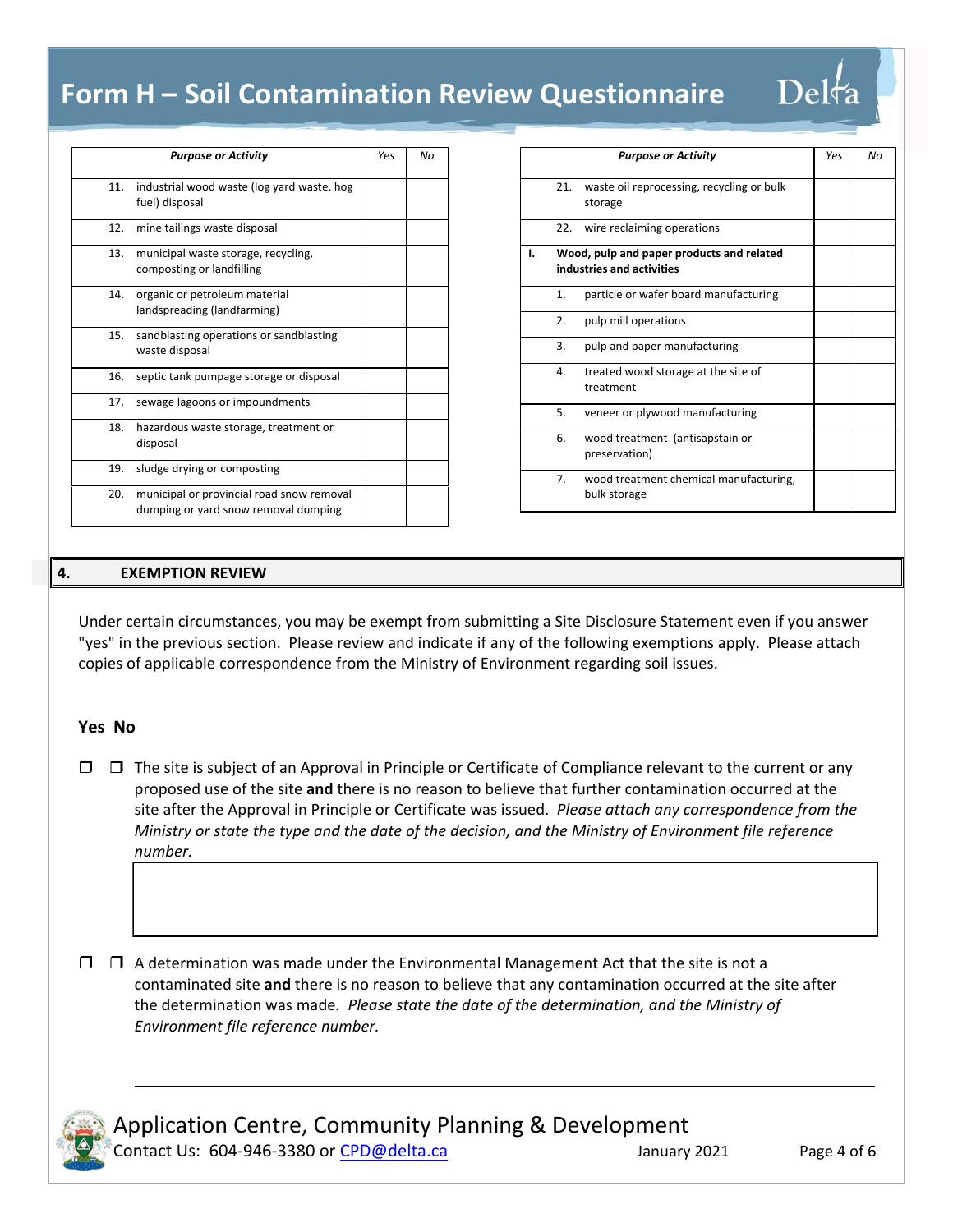# Form H – Soil Contamination Review Questionnaire

| Purpose or Activity | Yes | No |
|---|---|---|
| 11. industrial wood waste (log yard waste, hog fuel) disposal | | |
| 12. mine tailings waste disposal | | |
| 13. municipal waste storage, recycling, composting or landfilling | | |
| 14. organic or petroleum material landspreading (landfarming) | | |
| 15. sandblasting operations or sandblasting waste disposal | | |
| 16. septic tank pumpage storage or disposal | | |
| 17. sewage lagoons or impoundments | | |
| 18. hazardous waste storage, treatment or disposal | | |
| 19. sludge drying or composting | | |
| 20. municipal or provincial road snow removal dumping or yard snow removal dumping | | |
| 21. waste oil reprocessing, recycling or bulk storage | | |
| 22. wire reclaiming operations | | |
| **I. Wood, pulp and paper products and related industries and activities** | | |
| 1. particle or wafer board manufacturing | | |
| 2. pulp mill operations | | |
| 3. pulp and paper manufacturing | | |
| 4. treated wood storage at the site of treatment | | |
| 5. veneer or plywood manufacturing | | |
| 6. wood treatment (antisapstain or preservation) | | |
| 7. wood treatment chemical manufacturing, bulk storage | | |

## 4. EXEMPTION REVIEW

Under certain circumstances, you may be exempt from submitting a Site Disclosure Statement even if you answer "yes" in the previous section. Please review and indicate if any of the following exemptions apply. Please attach copies of applicable correspondence from the Ministry of Environment regarding soil issues.

**Yes No**

❒ ❒ The site is subject of an Approval in Principle or Certificate of Compliance relevant to the current or any proposed use of the site **and** there is no reason to believe that further contamination occurred at the site after the Approval in Principle or Certificate was issued. *Please attach any correspondence from the Ministry or state the type and the date of the decision, and the Ministry of Environment file reference number.*

❒ ❒ A determination was made under the Environmental Management Act that the site is not a contaminated site **and** there is no reason to believe that any contamination occurred at the site after the determination was made. *Please state the date of the determination, and the Ministry of Environment file reference number.*

Application Centre, Community Planning & Development
Contact Us: 604-946-3380 or CPD@delta.ca January 2021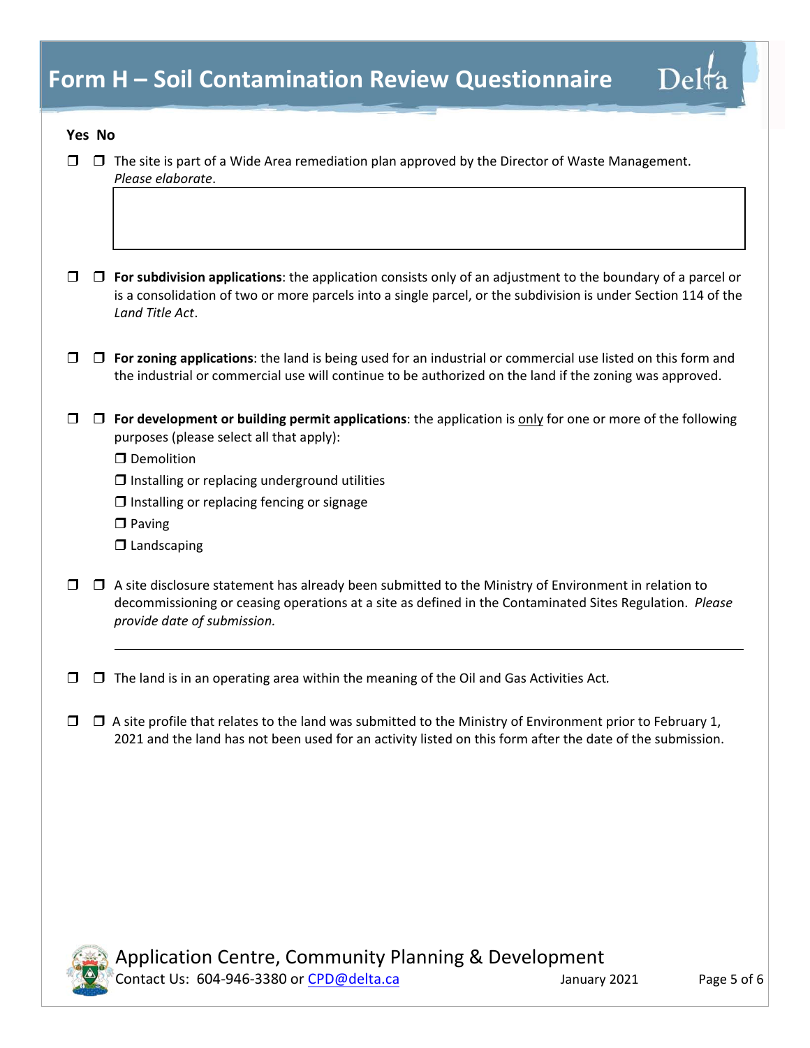# Form H – Soil Contamination Review Questionnaire

**Yes No**

☐ ☐ The site is part of a Wide Area remediation plan approved by the Director of Waste Management. *Please elaborate*.

☐ ☐ **For subdivision applications**: the application consists only of an adjustment to the boundary of a parcel or is a consolidation of two or more parcels into a single parcel, or the subdivision is under Section 114 of the *Land Title Act*.

☐ ☐ **For zoning applications**: the land is being used for an industrial or commercial use listed on this form and the industrial or commercial use will continue to be authorized on the land if the zoning was approved.

☐ ☐ **For development or building permit applications**: the application is only for one or more of the following purposes (please select all that apply):

- ☐ Demolition
- ☐ Installing or replacing underground utilities
- ☐ Installing or replacing fencing or signage
- ☐ Paving
- ☐ Landscaping

☐ ☐ A site disclosure statement has already been submitted to the Ministry of Environment in relation to decommissioning or ceasing operations at a site as defined in the Contaminated Sites Regulation. *Please provide date of submission.*

______________________________________________

☐ ☐ The land is in an operating area within the meaning of the Oil and Gas Activities Act.

☐ ☐ A site profile that relates to the land was submitted to the Ministry of Environment prior to February 1, 2021 and the land has not been used for an activity listed on this form after the date of the submission.

Application Centre, Community Planning & Development
Contact Us: 604-946-3380 or CPD@delta.ca
January 2021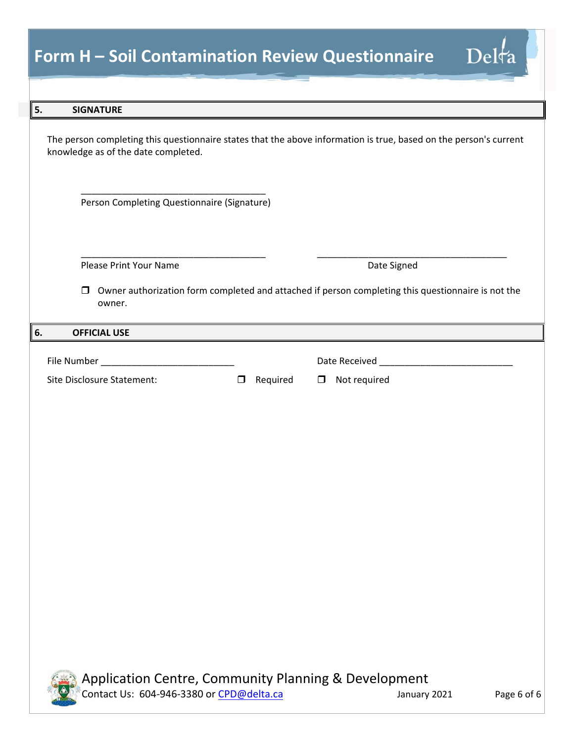## 5. SIGNATURE

The person completing this questionnaire states that the above information is true, based on the person's current knowledge as of the date completed.

______________________________________
Person Completing Questionnaire (Signature)

______________________________________ ______________________________________
Please Print Your Name Date Signed

❒ Owner authorization form completed and attached if person completing this questionnaire is not the owner.

## 6. OFFICIAL USE

File Number ___________________________ Date Received ___________________________

Site Disclosure Statement: ❒ Required ❒ Not required